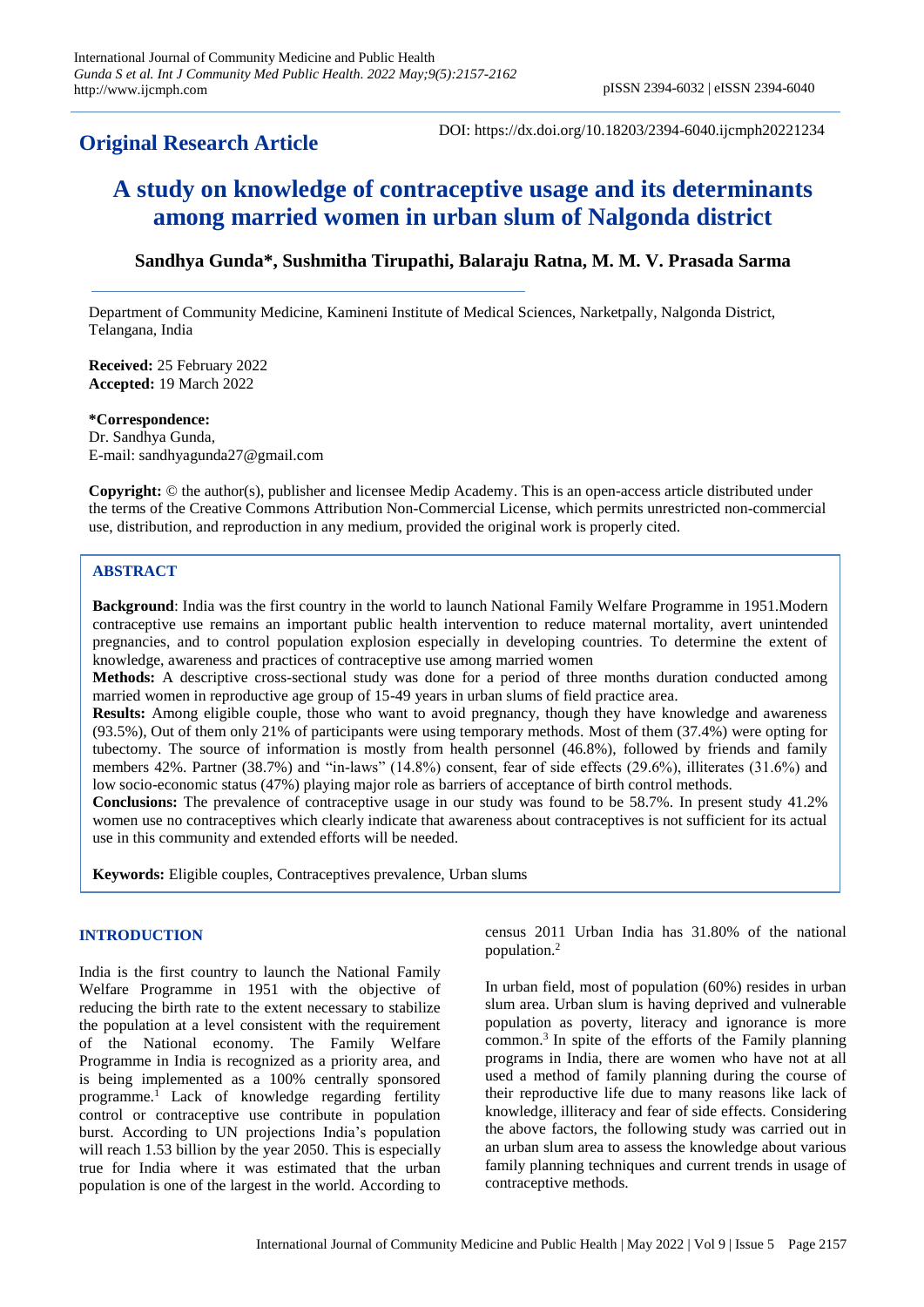**Original Research Article**

DOI: https://dx.doi.org/10.18203/2394-6040.ijcmph20221234

# A study on knowledge of contraceptive usage and its determinants among married women in urban slum of Nalgonda district

**Sandhya Gunda*, Sushmitha Tirupathi, Balaraju Ratna, M. M. V. Prasada Sarma**

Department of Community Medicine, Kamineni Institute of Medical Sciences, Narketpally, Nalgonda District, Telangana, India

**Received:** 25 February 2022
**Accepted:** 19 March 2022

***Correspondence:**
Dr. Sandhya Gunda,
E-mail: sandhyagunda27@gmail.com

**Copyright:** © the author(s), publisher and licensee Medip Academy. This is an open-access article distributed under the terms of the Creative Commons Attribution Non-Commercial License, which permits unrestricted non-commercial use, distribution, and reproduction in any medium, provided the original work is properly cited.

## ABSTRACT

**Background**: India was the first country in the world to launch National Family Welfare Programme in 1951.Modern contraceptive use remains an important public health intervention to reduce maternal mortality, avert unintended pregnancies, and to control population explosion especially in developing countries. To determine the extent of knowledge, awareness and practices of contraceptive use among married women

**Methods:** A descriptive cross-sectional study was done for a period of three months duration conducted among married women in reproductive age group of 15-49 years in urban slums of field practice area.

**Results:** Among eligible couple, those who want to avoid pregnancy, though they have knowledge and awareness (93.5%), Out of them only 21% of participants were using temporary methods. Most of them (37.4%) were opting for tubectomy. The source of information is mostly from health personnel (46.8%), followed by friends and family members 42%. Partner (38.7%) and "in-laws" (14.8%) consent, fear of side effects (29.6%), illiterates (31.6%) and low socio-economic status (47%) playing major role as barriers of acceptance of birth control methods.

**Conclusions:** The prevalence of contraceptive usage in our study was found to be 58.7%. In present study 41.2% women use no contraceptives which clearly indicate that awareness about contraceptives is not sufficient for its actual use in this community and extended efforts will be needed.

**Keywords:** Eligible couples, Contraceptives prevalence, Urban slums

## INTRODUCTION

India is the first country to launch the National Family Welfare Programme in 1951 with the objective of reducing the birth rate to the extent necessary to stabilize the population at a level consistent with the requirement of the National economy. The Family Welfare Programme in India is recognized as a priority area, and is being implemented as a 100% centrally sponsored programme.[1] Lack of knowledge regarding fertility control or contraceptive use contribute in population burst. According to UN projections India's population will reach 1.53 billion by the year 2050. This is especially true for India where it was estimated that the urban population is one of the largest in the world. According to census 2011 Urban India has 31.80% of the national population.[2]

In urban field, most of population (60%) resides in urban slum area. Urban slum is having deprived and vulnerable population as poverty, literacy and ignorance is more common.[3] In spite of the efforts of the Family planning programs in India, there are women who have not at all used a method of family planning during the course of their reproductive life due to many reasons like lack of knowledge, illiteracy and fear of side effects. Considering the above factors, the following study was carried out in an urban slum area to assess the knowledge about various family planning techniques and current trends in usage of contraceptive methods.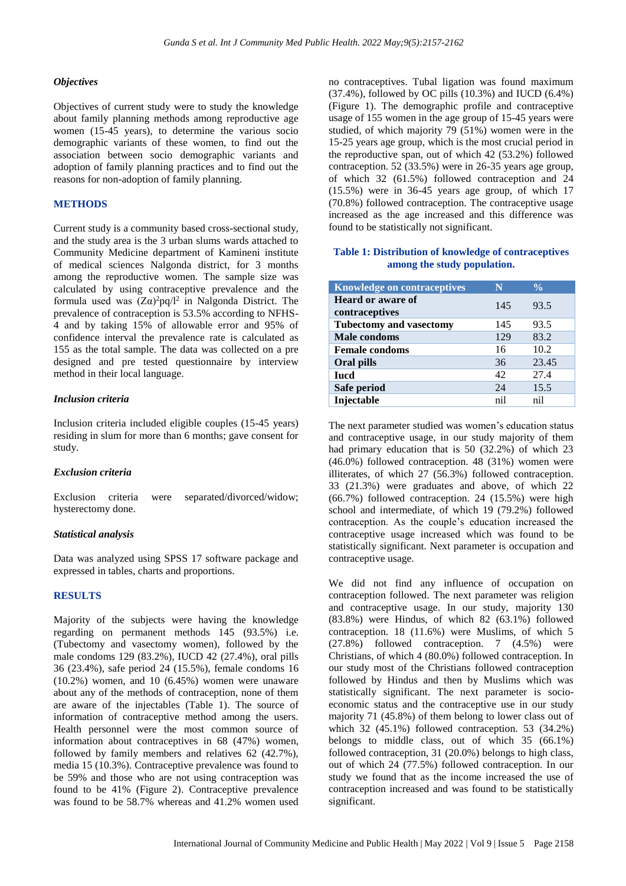### *Objectives*

Objectives of current study were to study the knowledge about family planning methods among reproductive age women (15-45 years), to determine the various socio demographic variants of these women, to find out the association between socio demographic variants and adoption of family planning practices and to find out the reasons for non-adoption of family planning.

## METHODS

Current study is a community based cross-sectional study, and the study area is the 3 urban slums wards attached to Community Medicine department of Kamineni institute of medical sciences Nalgonda district, for 3 months among the reproductive women. The sample size was calculated by using contraceptive prevalence and the formula used was $(Z\alpha)^2pq/l^2$ in Nalgonda District. The prevalence of contraception is 53.5% according to NFHS-4 and by taking 15% of allowable error and 95% of confidence interval the prevalence rate is calculated as 155 as the total sample. The data was collected on a pre designed and pre tested questionnaire by interview method in their local language.

### *Inclusion criteria*

Inclusion criteria included eligible couples (15-45 years) residing in slum for more than 6 months; gave consent for study.

### *Exclusion criteria*

Exclusion criteria were separated/divorced/widow; hysterectomy done.

### *Statistical analysis*

Data was analyzed using SPSS 17 software package and expressed in tables, charts and proportions.

## RESULTS

Majority of the subjects were having the knowledge regarding on permanent methods 145 (93.5%) i.e. (Tubectomy and vasectomy women), followed by the male condoms 129 (83.2%), IUCD 42 (27.4%), oral pills 36 (23.4%), safe period 24 (15.5%), female condoms 16 (10.2%) women, and 10 (6.45%) women were unaware about any of the methods of contraception, none of them are aware of the injectables (Table 1). The source of information of contraceptive method among the users. Health personnel were the most common source of information about contraceptives in 68 (47%) women, followed by family members and relatives 62 (42.7%), media 15 (10.3%). Contraceptive prevalence was found to be 59% and those who are not using contraception was found to be 41% (Figure 2). Contraceptive prevalence was found to be 58.7% whereas and 41.2% women used no contraceptives. Tubal ligation was found maximum (37.4%), followed by OC pills (10.3%) and IUCD (6.4%) (Figure 1). The demographic profile and contraceptive usage of 155 women in the age group of 15-45 years were studied, of which majority 79 (51%) women were in the 15-25 years age group, which is the most crucial period in the reproductive span, out of which 42 (53.2%) followed contraception. 52 (33.5%) were in 26-35 years age group, of which 32 (61.5%) followed contraception and 24 (15.5%) were in 36-45 years age group, of which 17 (70.8%) followed contraception. The contraceptive usage increased as the age increased and this difference was found to be statistically not significant.

**Table 1: Distribution of knowledge of contraceptives among the study population.**

| Knowledge on contraceptives | N | % |
|---|---|---|
| **Heard or aware of contraceptives** | 145 | 93.5 |
| **Tubectomy and vasectomy** | 145 | 93.5 |
| **Male condoms** | 129 | 83.2 |
| **Female condoms** | 16 | 10.2 |
| **Oral pills** | 36 | 23.45 |
| **Iucd** | 42 | 27.4 |
| **Safe period** | 24 | 15.5 |
| **Injectable** | nil | nil |

The next parameter studied was women's education status and contraceptive usage, in our study majority of them had primary education that is 50 (32.2%) of which 23 (46.0%) followed contraception. 48 (31%) women were illiterates, of which 27 (56.3%) followed contraception. 33 (21.3%) were graduates and above, of which 22 (66.7%) followed contraception. 24 (15.5%) were high school and intermediate, of which 19 (79.2%) followed contraception. As the couple's education increased the contraceptive usage increased which was found to be statistically significant. Next parameter is occupation and contraceptive usage.

We did not find any influence of occupation on contraception followed. The next parameter was religion and contraceptive usage. In our study, majority 130 (83.8%) were Hindus, of which 82 (63.1%) followed contraception. 18 (11.6%) were Muslims, of which 5 (27.8%) followed contraception. 7 (4.5%) were Christians, of which 4 (80.0%) followed contraception. In our study most of the Christians followed contraception followed by Hindus and then by Muslims which was statistically significant. The next parameter is socio-economic status and the contraceptive use in our study majority 71 (45.8%) of them belong to lower class out of which 32 (45.1%) followed contraception. 53 (34.2%) belongs to middle class, out of which 35 (66.1%) followed contraception, 31 (20.0%) belongs to high class, out of which 24 (77.5%) followed contraception. In our study we found that as the income increased the use of contraception increased and was found to be statistically significant.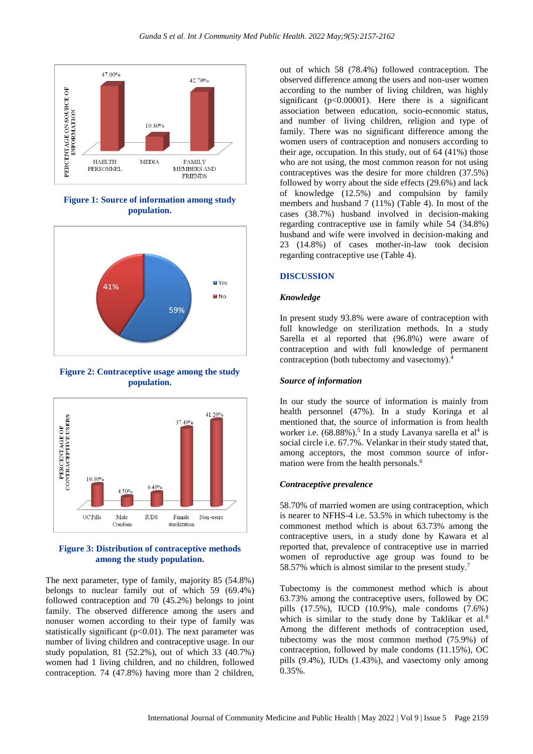Figure 1: Source of information among study population.

Figure 2: Contraceptive usage among the study population.

Figure 3: Distribution of contraceptive methods among the study population.

The next parameter, type of family, majority 85 (54.8%) belongs to nuclear family out of which 59 (69.4%) followed contraception and 70 (45.2%) belongs to joint family. The observed difference among the users and nonuser women according to their type of family was statistically significant ($p<0.01$). The next parameter was number of living children and contraceptive usage. In our study population, 81 (52.2%), out of which 33 (40.7%) women had 1 living children, and no children, followed contraception. 74 (47.8%) having more than 2 children, out of which 58 (78.4%) followed contraception. The observed difference among the users and non-user women according to the number of living children, was highly significant ($p<0.00001$). Here there is a significant association between education, socio-economic status, and number of living children, religion and type of family. There was no significant difference among the women users of contraception and nonusers according to their age, occupation. In this study, out of 64 (41%) those who are not using, the most common reason for not using contraceptives was the desire for more children (37.5%) followed by worry about the side effects (29.6%) and lack of knowledge (12.5%) and compulsion by family members and husband 7 (11%) (Table 4). In most of the cases (38.7%) husband involved in decision-making regarding contraceptive use in family while 54 (34.8%) husband and wife were involved in decision-making and 23 (14.8%) of cases mother-in-law took decision regarding contraceptive use (Table 4).

## DISCUSSION

### *Knowledge*

In present study 93.8% were aware of contraception with full knowledge on sterilization methods. In a study Sarella et al reported that (96.8%) were aware of contraception and with full knowledge of permanent contraception (both tubectomy and vasectomy).[4]

### *Source of information*

In our study the source of information is mainly from health personnel (47%). In a study Koringa et al mentioned that, the source of information is from health worker i.e. (68.88%).[5] In a study Lavanya sarella et al[4] is social circle i.e. 67.7%. Velankar in their study stated that, among acceptors, the most common source of information were from the health personals.[6]

### *Contraceptive prevalence*

58.70% of married women are using contraception, which is nearer to NFHS-4 i.e. 53.5% in which tubectomy is the commonest method which is about 63.73% among the contraceptive users, in a study done by Kawara et al reported that, prevalence of contraceptive use in married women of reproductive age group was found to be 58.57% which is almost similar to the present study.[7]

Tubectomy is the commonest method which is about 63.73% among the contraceptive users, followed by OC pills (17.5%), IUCD (10.9%), male condoms (7.6%) which is similar to the study done by Taklikar et al.[8] Among the different methods of contraception used, tubectomy was the most common method (75.9%) of contraception, followed by male condoms (11.15%), OC pills (9.4%), IUDs (1.43%), and vasectomy only among 0.35%.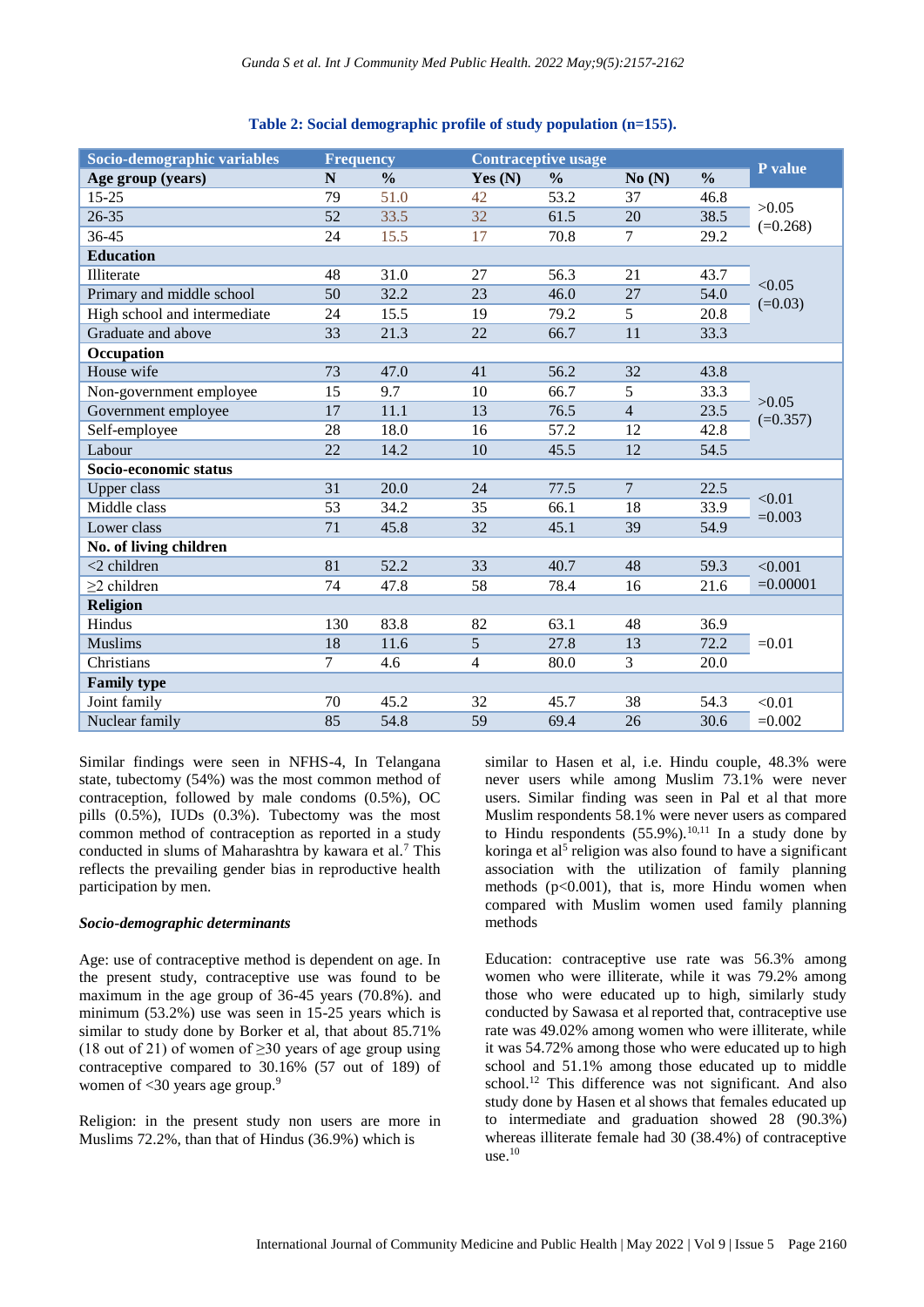**Table 2: Social demographic profile of study population (n=155).**

| Socio-demographic variables | Frequency | | Contraceptive usage | | | | P value |
|---|---|---|---|---|---|---|---|
| **Age group (years)** | **N** | **%** | **Yes (N)** | **%** | **No (N)** | **%** | |
| 15-25 | 79 | 51.0 | 42 | 53.2 | 37 | 46.8 | >0.05 (=0.268) |
| 26-35 | 52 | 33.5 | 32 | 61.5 | 20 | 38.5 | |
| 36-45 | 24 | 15.5 | 17 | 70.8 | 7 | 29.2 | |
| **Education** | | | | | | | |
| Illiterate | 48 | 31.0 | 27 | 56.3 | 21 | 43.7 | <0.05 (=0.03) |
| Primary and middle school | 50 | 32.2 | 23 | 46.0 | 27 | 54.0 | |
| High school and intermediate | 24 | 15.5 | 19 | 79.2 | 5 | 20.8 | |
| Graduate and above | 33 | 21.3 | 22 | 66.7 | 11 | 33.3 | |
| **Occupation** | | | | | | | |
| House wife | 73 | 47.0 | 41 | 56.2 | 32 | 43.8 | >0.05 (=0.357) |
| Non-government employee | 15 | 9.7 | 10 | 66.7 | 5 | 33.3 | |
| Government employee | 17 | 11.1 | 13 | 76.5 | 4 | 23.5 | |
| Self-employee | 28 | 18.0 | 16 | 57.2 | 12 | 42.8 | |
| Labour | 22 | 14.2 | 10 | 45.5 | 12 | 54.5 | |
| **Socio-economic status** | | | | | | | |
| Upper class | 31 | 20.0 | 24 | 77.5 | 7 | 22.5 | <0.01 =0.003 |
| Middle class | 53 | 34.2 | 35 | 66.1 | 18 | 33.9 | |
| Lower class | 71 | 45.8 | 32 | 45.1 | 39 | 54.9 | |
| **No. of living children** | | | | | | | |
| <2 children | 81 | 52.2 | 33 | 40.7 | 48 | 59.3 | <0.001 =0.00001 |
| ≥2 children | 74 | 47.8 | 58 | 78.4 | 16 | 21.6 | |
| **Religion** | | | | | | | |
| Hindus | 130 | 83.8 | 82 | 63.1 | 48 | 36.9 | =0.01 |
| Muslims | 18 | 11.6 | 5 | 27.8 | 13 | 72.2 | |
| Christians | 7 | 4.6 | 4 | 80.0 | 3 | 20.0 | |
| **Family type** | | | | | | | |
| Joint family | 70 | 45.2 | 32 | 45.7 | 38 | 54.3 | <0.01 =0.002 |
| Nuclear family | 85 | 54.8 | 59 | 69.4 | 26 | 30.6 | |

Similar findings were seen in NFHS-4, In Telangana state, tubectomy (54%) was the most common method of contraception, followed by male condoms (0.5%), OC pills (0.5%), IUDs (0.3%). Tubectomy was the most common method of contraception as reported in a study conducted in slums of Maharashtra by kawara et al.[7] This reflects the prevailing gender bias in reproductive health participation by men.

### *Socio-demographic determinants*

Age: use of contraceptive method is dependent on age. In the present study, contraceptive use was found to be maximum in the age group of 36-45 years (70.8%). and minimum (53.2%) use was seen in 15-25 years which is similar to study done by Borker et al, that about 85.71% (18 out of 21) of women of ≥30 years of age group using contraceptive compared to 30.16% (57 out of 189) of women of <30 years age group.[9]

Religion: in the present study non users are more in Muslims 72.2%, than that of Hindus (36.9%) which is similar to Hasen et al, i.e. Hindu couple, 48.3% were never users while among Muslim 73.1% were never users. Similar finding was seen in Pal et al that more Muslim respondents 58.1% were never users as compared to Hindu respondents (55.9%).[10,11] In a study done by koringa et al[5] religion was also found to have a significant association with the utilization of family planning methods (p<0.001), that is, more Hindu women when compared with Muslim women used family planning methods

Education: contraceptive use rate was 56.3% among women who were illiterate, while it was 79.2% among those who were educated up to high, similarly study conducted by Sawasa et al reported that, contraceptive use rate was 49.02% among women who were illiterate, while it was 54.72% among those who were educated up to high school and 51.1% among those educated up to middle school.[12] This difference was not significant. And also study done by Hasen et al shows that females educated up to intermediate and graduation showed 28 (90.3%) whereas illiterate female had 30 (38.4%) of contraceptive use.[10]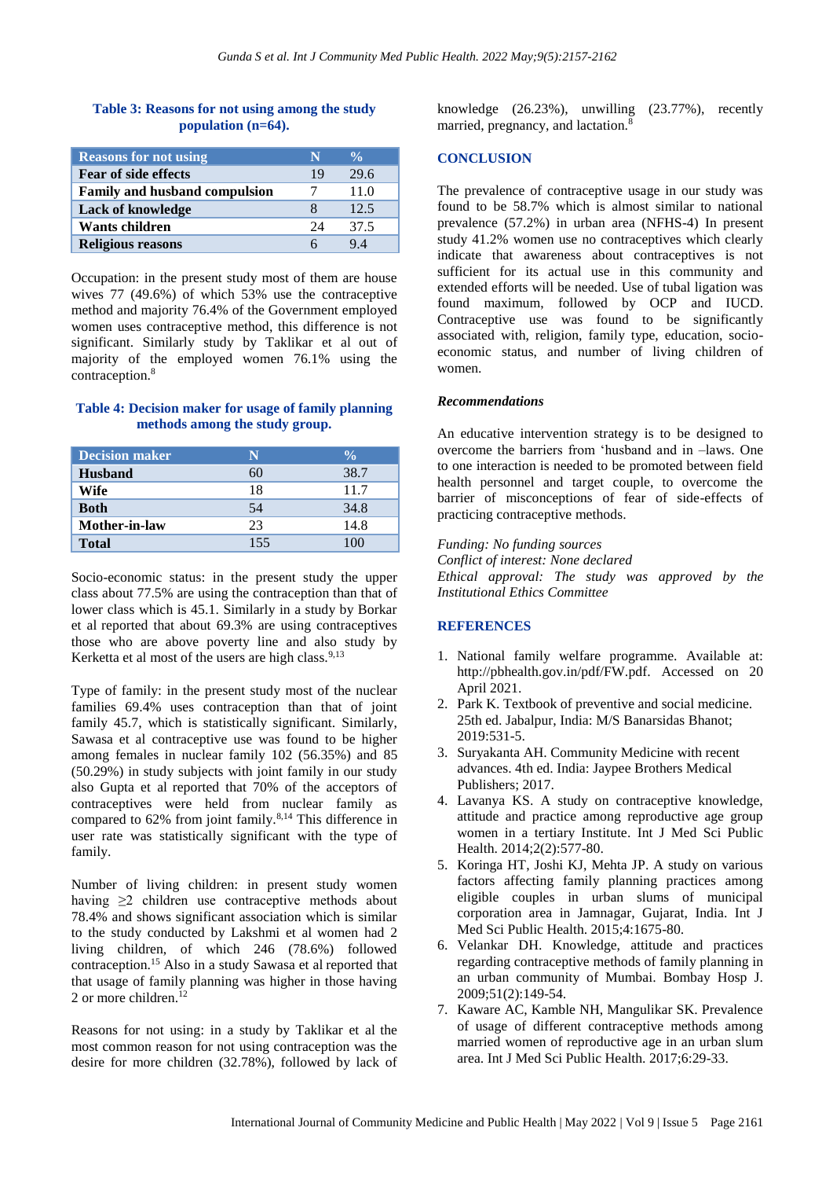**Table 3: Reasons for not using among the study population (n=64).**

| Reasons for not using | N | % |
|---|---|---|
| Fear of side effects | 19 | 29.6 |
| Family and husband compulsion | 7 | 11.0 |
| Lack of knowledge | 8 | 12.5 |
| Wants children | 24 | 37.5 |
| Religious reasons | 6 | 9.4 |

Occupation: in the present study most of them are house wives 77 (49.6%) of which 53% use the contraceptive method and majority 76.4% of the Government employed women uses contraceptive method, this difference is not significant. Similarly study by Taklikar et al out of majority of the employed women 76.1% using the contraception.[8]

**Table 4: Decision maker for usage of family planning methods among the study group.**

| Decision maker | N | % |
|---|---|---|
| Husband | 60 | 38.7 |
| Wife | 18 | 11.7 |
| Both | 54 | 34.8 |
| Mother-in-law | 23 | 14.8 |
| Total | 155 | 100 |

Socio-economic status: in the present study the upper class about 77.5% are using the contraception than that of lower class which is 45.1. Similarly in a study by Borkar et al reported that about 69.3% are using contraceptives those who are above poverty line and also study by Kerketta et al most of the users are high class.[9,13]

Type of family: in the present study most of the nuclear families 69.4% uses contraception than that of joint family 45.7, which is statistically significant. Similarly, Sawasa et al contraceptive use was found to be higher among females in nuclear family 102 (56.35%) and 85 (50.29%) in study subjects with joint family in our study also Gupta et al reported that 70% of the acceptors of contraceptives were held from nuclear family as compared to 62% from joint family.[8,14] This difference in user rate was statistically significant with the type of family.

Number of living children: in present study women having ≥2 children use contraceptive methods about 78.4% and shows significant association which is similar to the study conducted by Lakshmi et al women had 2 living children, of which 246 (78.6%) followed contraception.[15] Also in a study Sawasa et al reported that that usage of family planning was higher in those having 2 or more children.[12]

Reasons for not using: in a study by Taklikar et al the most common reason for not using contraception was the desire for more children (32.78%), followed by lack of knowledge (26.23%), unwilling (23.77%), recently married, pregnancy, and lactation.[8]

## CONCLUSION

The prevalence of contraceptive usage in our study was found to be 58.7% which is almost similar to national prevalence (57.2%) in urban area (NFHS-4) In present study 41.2% women use no contraceptives which clearly indicate that awareness about contraceptives is not sufficient for its actual use in this community and extended efforts will be needed. Use of tubal ligation was found maximum, followed by OCP and IUCD. Contraceptive use was found to be significantly associated with, religion, family type, education, socio-economic status, and number of living children of women.

### *Recommendations*

An educative intervention strategy is to be designed to overcome the barriers from 'husband and in –laws. One to one interaction is needed to be promoted between field health personnel and target couple, to overcome the barrier of misconceptions of fear of side-effects of practicing contraceptive methods.

*Funding: No funding sources*
*Conflict of interest: None declared*
*Ethical approval: The study was approved by the Institutional Ethics Committee*

## REFERENCES

1. National family welfare programme. Available at: http://pbhealth.gov.in/pdf/FW.pdf. Accessed on 20 April 2021.
2. Park K. Textbook of preventive and social medicine. 25th ed. Jabalpur, India: M/S Banarsidas Bhanot; 2019:531-5.
3. Suryakanta AH. Community Medicine with recent advances. 4th ed. India: Jaypee Brothers Medical Publishers; 2017.
4. Lavanya KS. A study on contraceptive knowledge, attitude and practice among reproductive age group women in a tertiary Institute. Int J Med Sci Public Health. 2014;2(2):577-80.
5. Koringa HT, Joshi KJ, Mehta JP. A study on various factors affecting family planning practices among eligible couples in urban slums of municipal corporation area in Jamnagar, Gujarat, India. Int J Med Sci Public Health. 2015;4:1675-80.
6. Velankar DH. Knowledge, attitude and practices regarding contraceptive methods of family planning in an urban community of Mumbai. Bombay Hosp J. 2009;51(2):149-54.
7. Kaware AC, Kamble NH, Mangulikar SK. Prevalence of usage of different contraceptive methods among married women of reproductive age in an urban slum area. Int J Med Sci Public Health. 2017;6:29-33.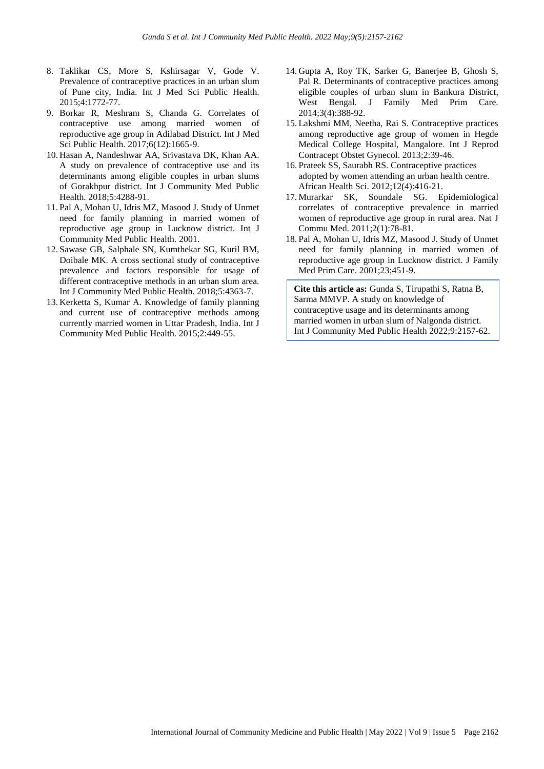8. Taklikar CS, More S, Kshirsagar V, Gode V. Prevalence of contraceptive practices in an urban slum of Pune city, India. Int J Med Sci Public Health. 2015;4:1772-77.
9. Borkar R, Meshram S, Chanda G. Correlates of contraceptive use among married women of reproductive age group in Adilabad District. Int J Med Sci Public Health. 2017;6(12):1665-9.
10. Hasan A, Nandeshwar AA, Srivastava DK, Khan AA. A study on prevalence of contraceptive use and its determinants among eligible couples in urban slums of Gorakhpur district. Int J Community Med Public Health. 2018;5:4288-91.
11. Pal A, Mohan U, Idris MZ, Masood J. Study of Unmet need for family planning in married women of reproductive age group in Lucknow district. Int J Community Med Public Health. 2001.
12. Sawase GB, Salphale SN, Kumthekar SG, Kuril BM, Doibale MK. A cross sectional study of contraceptive prevalence and factors responsible for usage of different contraceptive methods in an urban slum area. Int J Community Med Public Health. 2018;5:4363-7.
13. Kerketta S, Kumar A. Knowledge of family planning and current use of contraceptive methods among currently married women in Uttar Pradesh, India. Int J Community Med Public Health. 2015;2:449-55.
14. Gupta A, Roy TK, Sarker G, Banerjee B, Ghosh S, Pal R. Determinants of contraceptive practices among eligible couples of urban slum in Bankura District, West Bengal. J Family Med Prim Care. 2014;3(4):388-92.
15. Lakshmi MM, Neetha, Rai S. Contraceptive practices among reproductive age group of women in Hegde Medical College Hospital, Mangalore. Int J Reprod Contracept Obstet Gynecol. 2013;2:39-46.
16. Prateek SS, Saurabh RS. Contraceptive practices adopted by women attending an urban health centre. African Health Sci. 2012;12(4):416-21.
17. Murarkar SK, Soundale SG. Epidemiological correlates of contraceptive prevalence in married women of reproductive age group in rural area. Nat J Commu Med. 2011;2(1):78-81.
18. Pal A, Mohan U, Idris MZ, Masood J. Study of Unmet need for family planning in married women of reproductive age group in Lucknow district. J Family Med Prim Care. 2001;23;451-9.

**Cite this article as:** Gunda S, Tirupathi S, Ratna B, Sarma MMVP. A study on knowledge of contraceptive usage and its determinants among married women in urban slum of Nalgonda district. Int J Community Med Public Health 2022;9:2157-62.